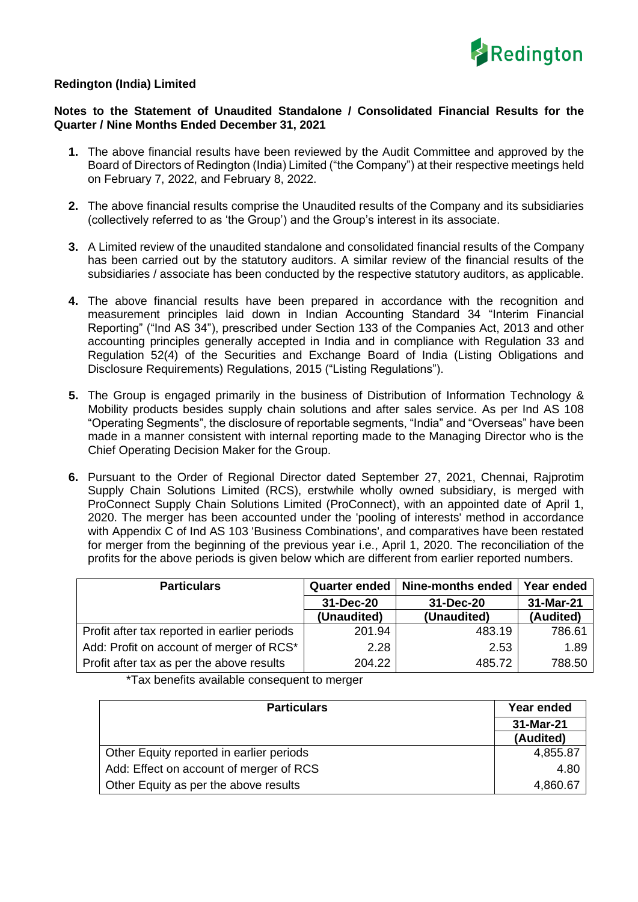**Redington (India) Limited**

**Notes to the Statement of Unaudited Standalone / Consolidated Financial Results for the Quarter / Nine Months Ended December 31, 2021**

1. The above financial results have been reviewed by the Audit Committee and approved by the Board of Directors of Redington (India) Limited ("the Company") at their respective meetings held on February 7, 2022, and February 8, 2022.

2. The above financial results comprise the Unaudited results of the Company and its subsidiaries (collectively referred to as 'the Group') and the Group's interest in its associate.

3. A Limited review of the unaudited standalone and consolidated financial results of the Company has been carried out by the statutory auditors. A similar review of the financial results of the subsidiaries / associate has been conducted by the respective statutory auditors, as applicable.

4. The above financial results have been prepared in accordance with the recognition and measurement principles laid down in Indian Accounting Standard 34 "Interim Financial Reporting" ("Ind AS 34"), prescribed under Section 133 of the Companies Act, 2013 and other accounting principles generally accepted in India and in compliance with Regulation 33 and Regulation 52(4) of the Securities and Exchange Board of India (Listing Obligations and Disclosure Requirements) Regulations, 2015 ("Listing Regulations").

5. The Group is engaged primarily in the business of Distribution of Information Technology & Mobility products besides supply chain solutions and after sales service. As per Ind AS 108 "Operating Segments", the disclosure of reportable segments, "India" and "Overseas" have been made in a manner consistent with internal reporting made to the Managing Director who is the Chief Operating Decision Maker for the Group.

6. Pursuant to the Order of Regional Director dated September 27, 2021, Chennai, Rajprotim Supply Chain Solutions Limited (RCS), erstwhile wholly owned subsidiary, is merged with ProConnect Supply Chain Solutions Limited (ProConnect), with an appointed date of April 1, 2020. The merger has been accounted under the 'pooling of interests' method in accordance with Appendix C of Ind AS 103 'Business Combinations', and comparatives have been restated for merger from the beginning of the previous year i.e., April 1, 2020. The reconciliation of the profits for the above periods is given below which are different from earlier reported numbers.

| Particulars | Quarter ended | Nine-months ended | Year ended |
|---|---|---|---|
| | 31-Dec-20 | 31-Dec-20 | 31-Mar-21 |
| | (Unaudited) | (Unaudited) | (Audited) |
| Profit after tax reported in earlier periods | 201.94 | 483.19 | 786.61 |
| Add: Profit on account of merger of RCS* | 2.28 | 2.53 | 1.89 |
| Profit after tax as per the above results | 204.22 | 485.72 | 788.50 |

*Tax benefits available consequent to merger

| Particulars | Year ended |
|---|---|
| | 31-Mar-21 |
| | (Audited) |
| Other Equity reported in earlier periods | 4,855.87 |
| Add: Effect on account of merger of RCS | 4.80 |
| Other Equity as per the above results | 4,860.67 |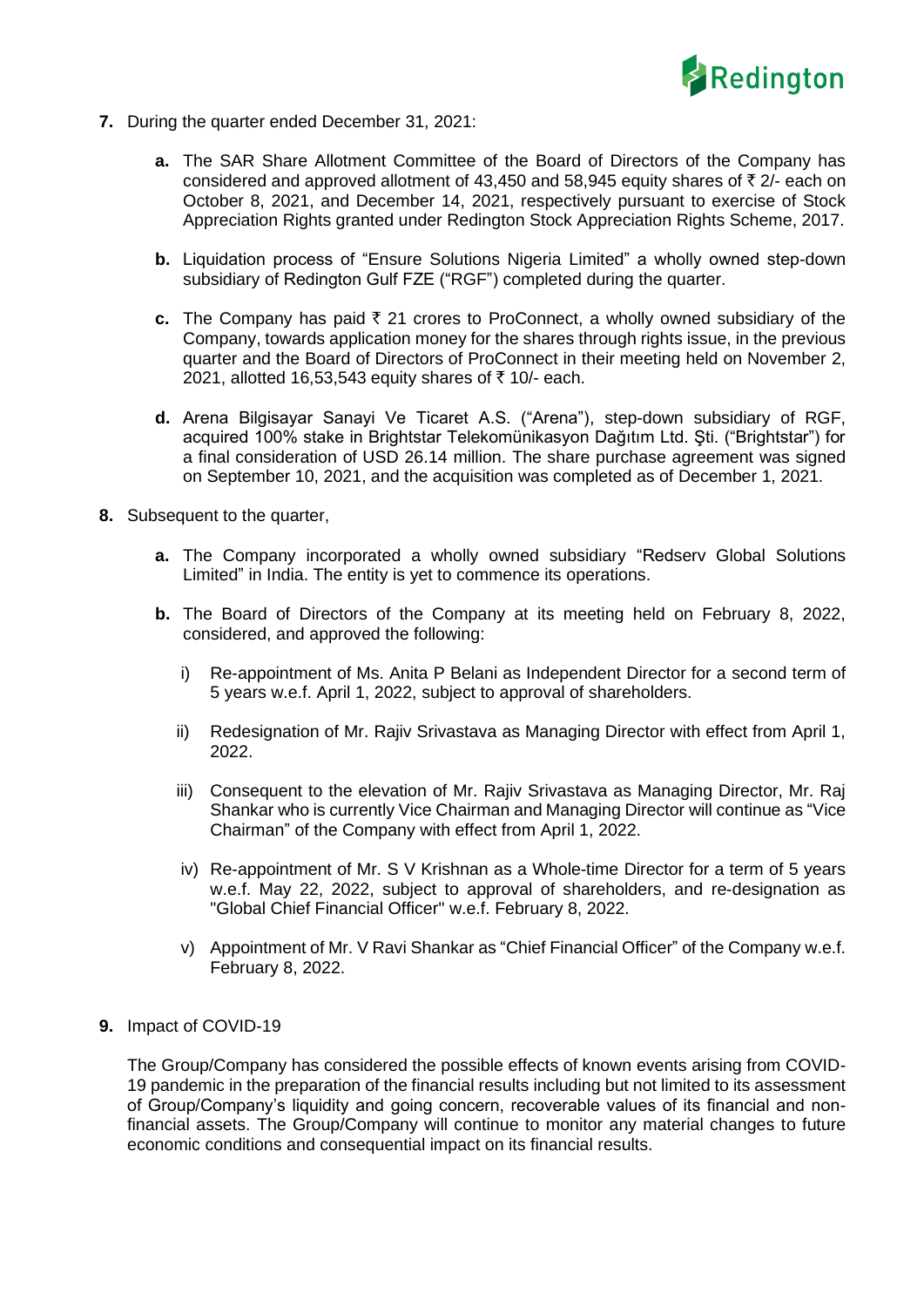7. During the quarter ended December 31, 2021:

   **a.** The SAR Share Allotment Committee of the Board of Directors of the Company has considered and approved allotment of 43,450 and 58,945 equity shares of ₹ 2/- each on October 8, 2021, and December 14, 2021, respectively pursuant to exercise of Stock Appreciation Rights granted under Redington Stock Appreciation Rights Scheme, 2017.

   **b.** Liquidation process of "Ensure Solutions Nigeria Limited" a wholly owned step-down subsidiary of Redington Gulf FZE ("RGF") completed during the quarter.

   **c.** The Company has paid ₹ 21 crores to ProConnect, a wholly owned subsidiary of the Company, towards application money for the shares through rights issue, in the previous quarter and the Board of Directors of ProConnect in their meeting held on November 2, 2021, allotted 16,53,543 equity shares of ₹ 10/- each.

   **d.** Arena Bilgisayar Sanayi Ve Ticaret A.S. ("Arena"), step-down subsidiary of RGF, acquired 100% stake in Brightstar Telekomünikasyon Dağıtım Ltd. Şti. ("Brightstar") for a final consideration of USD 26.14 million. The share purchase agreement was signed on September 10, 2021, and the acquisition was completed as of December 1, 2021.

8. Subsequent to the quarter,

   **a.** The Company incorporated a wholly owned subsidiary "Redserv Global Solutions Limited" in India. The entity is yet to commence its operations.

   **b.** The Board of Directors of the Company at its meeting held on February 8, 2022, considered, and approved the following:

      i) Re-appointment of Ms. Anita P Belani as Independent Director for a second term of 5 years w.e.f. April 1, 2022, subject to approval of shareholders.

      ii) Redesignation of Mr. Rajiv Srivastava as Managing Director with effect from April 1, 2022.

      iii) Consequent to the elevation of Mr. Rajiv Srivastava as Managing Director, Mr. Raj Shankar who is currently Vice Chairman and Managing Director will continue as "Vice Chairman" of the Company with effect from April 1, 2022.

      iv) Re-appointment of Mr. S V Krishnan as a Whole-time Director for a term of 5 years w.e.f. May 22, 2022, subject to approval of shareholders, and re-designation as "Global Chief Financial Officer" w.e.f. February 8, 2022.

      v) Appointment of Mr. V Ravi Shankar as "Chief Financial Officer" of the Company w.e.f. February 8, 2022.

9. Impact of COVID-19

   The Group/Company has considered the possible effects of known events arising from COVID-19 pandemic in the preparation of the financial results including but not limited to its assessment of Group/Company's liquidity and going concern, recoverable values of its financial and non-financial assets. The Group/Company will continue to monitor any material changes to future economic conditions and consequential impact on its financial results.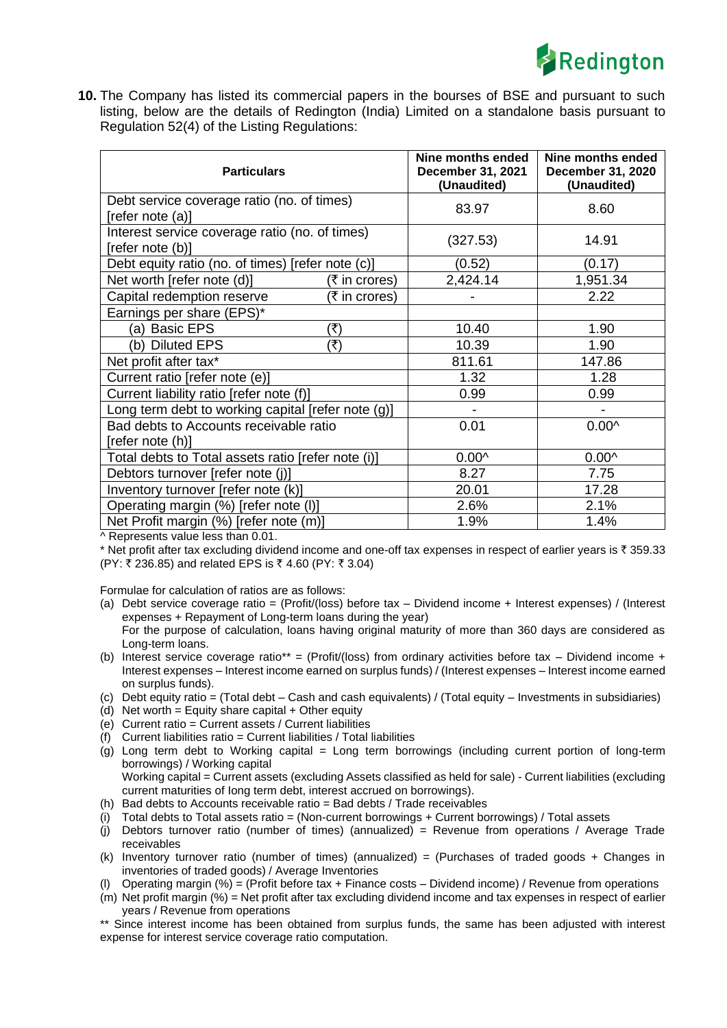**10.** The Company has listed its commercial papers in the bourses of BSE and pursuant to such listing, below are the details of Redington (India) Limited on a standalone basis pursuant to Regulation 52(4) of the Listing Regulations:

| Particulars | | Nine months ended December 31, 2021 (Unaudited) | Nine months ended December 31, 2020 (Unaudited) |
|---|---|---|---|
| Debt service coverage ratio (no. of times) [refer note (a)] | | 83.97 | 8.60 |
| Interest service coverage ratio (no. of times) [refer note (b)] | | (327.53) | 14.91 |
| Debt equity ratio (no. of times) [refer note (c)] | | (0.52) | (0.17) |
| Net worth [refer note (d)] | (₹ in crores) | 2,424.14 | 1,951.34 |
| Capital redemption reserve | (₹ in crores) | - | 2.22 |
| Earnings per share (EPS)* | | | |
| (a) Basic EPS | (₹) | 10.40 | 1.90 |
| (b) Diluted EPS | (₹) | 10.39 | 1.90 |
| Net profit after tax* | | 811.61 | 147.86 |
| Current ratio [refer note (e)] | | 1.32 | 1.28 |
| Current liability ratio [refer note (f)] | | 0.99 | 0.99 |
| Long term debt to working capital [refer note (g)] | | - | - |
| Bad debts to Accounts receivable ratio [refer note (h)] | | 0.01 | 0.00^ |
| Total debts to Total assets ratio [refer note (i)] | | 0.00^ | 0.00^ |
| Debtors turnover [refer note (j)] | | 8.27 | 7.75 |
| Inventory turnover [refer note (k)] | | 20.01 | 17.28 |
| Operating margin (%) [refer note (l)] | | 2.6% | 2.1% |
| Net Profit margin (%) [refer note (m)] | | 1.9% | 1.4% |

^ Represents value less than 0.01.

* Net profit after tax excluding dividend income and one-off tax expenses in respect of earlier years is ₹ 359.33 (PY: ₹ 236.85) and related EPS is ₹ 4.60 (PY: ₹ 3.04)

Formulae for calculation of ratios are as follows:

(a) Debt service coverage ratio = (Profit/(loss) before tax – Dividend income + Interest expenses) / (Interest expenses + Repayment of Long-term loans during the year)
For the purpose of calculation, loans having original maturity of more than 360 days are considered as Long-term loans.

(b) Interest service coverage ratio** = (Profit/(loss) from ordinary activities before tax – Dividend income + Interest expenses – Interest income earned on surplus funds) / (Interest expenses – Interest income earned on surplus funds).

(c) Debt equity ratio = (Total debt – Cash and cash equivalents) / (Total equity – Investments in subsidiaries)

(d) Net worth = Equity share capital + Other equity

(e) Current ratio = Current assets / Current liabilities

(f) Current liabilities ratio = Current liabilities / Total liabilities

(g) Long term debt to Working capital = Long term borrowings (including current portion of long-term borrowings) / Working capital
Working capital = Current assets (excluding Assets classified as held for sale) - Current liabilities (excluding current maturities of long term debt, interest accrued on borrowings).

(h) Bad debts to Accounts receivable ratio = Bad debts / Trade receivables

(i) Total debts to Total assets ratio = (Non-current borrowings + Current borrowings) / Total assets

(j) Debtors turnover ratio (number of times) (annualized) = Revenue from operations / Average Trade receivables

(k) Inventory turnover ratio (number of times) (annualized) = (Purchases of traded goods + Changes in inventories of traded goods) / Average Inventories

(l) Operating margin (%) = (Profit before tax + Finance costs – Dividend income) / Revenue from operations

(m) Net profit margin (%) = Net profit after tax excluding dividend income and tax expenses in respect of earlier years / Revenue from operations

** Since interest income has been obtained from surplus funds, the same has been adjusted with interest expense for interest service coverage ratio computation.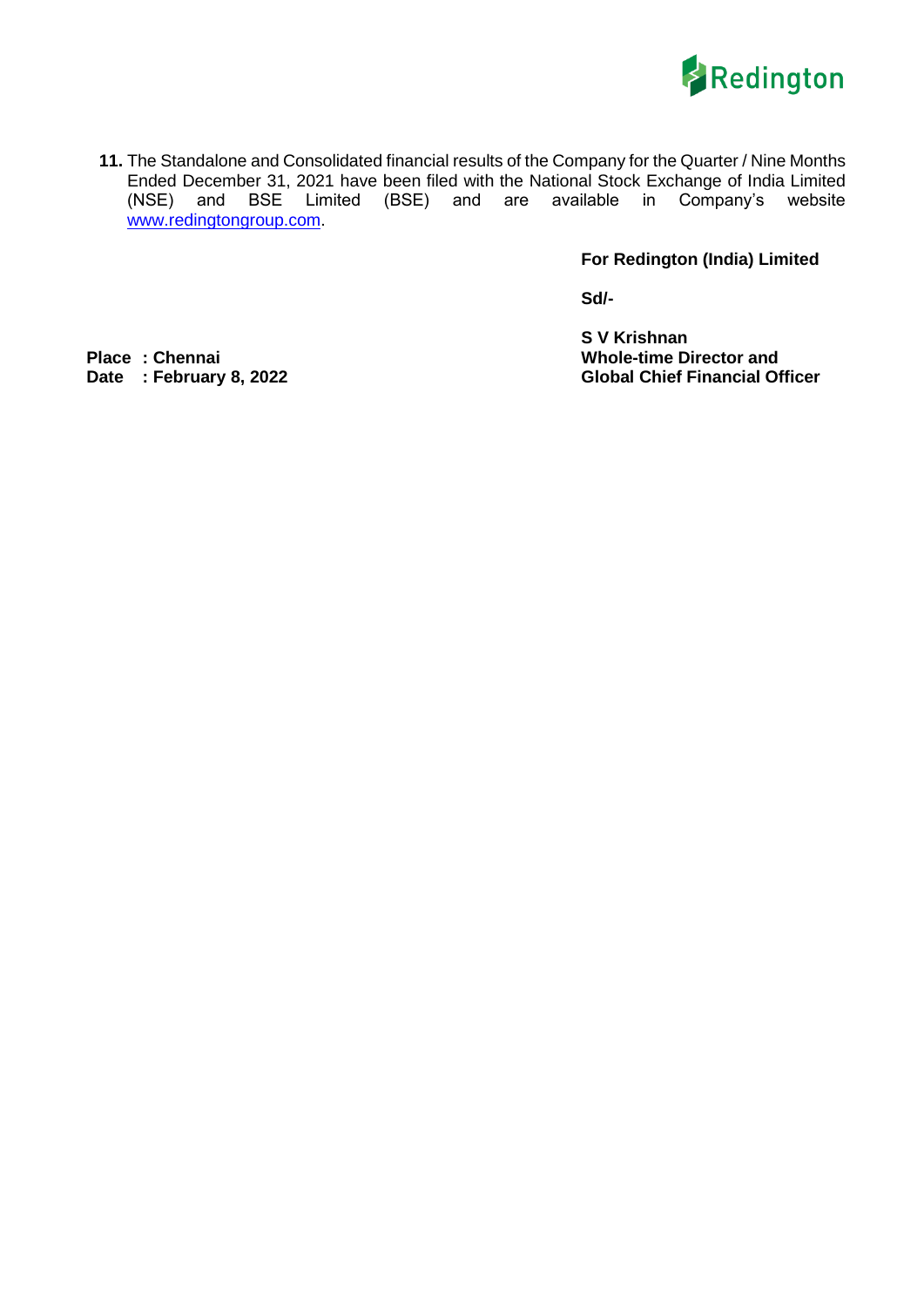11. The Standalone and Consolidated financial results of the Company for the Quarter / Nine Months Ended December 31, 2021 have been filed with the National Stock Exchange of India Limited (NSE) and BSE Limited (BSE) and are available in Company's website www.redingtongroup.com.

**For Redington (India) Limited**

**Sd/-**

**S V Krishnan**
**Whole-time Director and**
**Global Chief Financial Officer**

**Place : Chennai**
**Date : February 8, 2022**